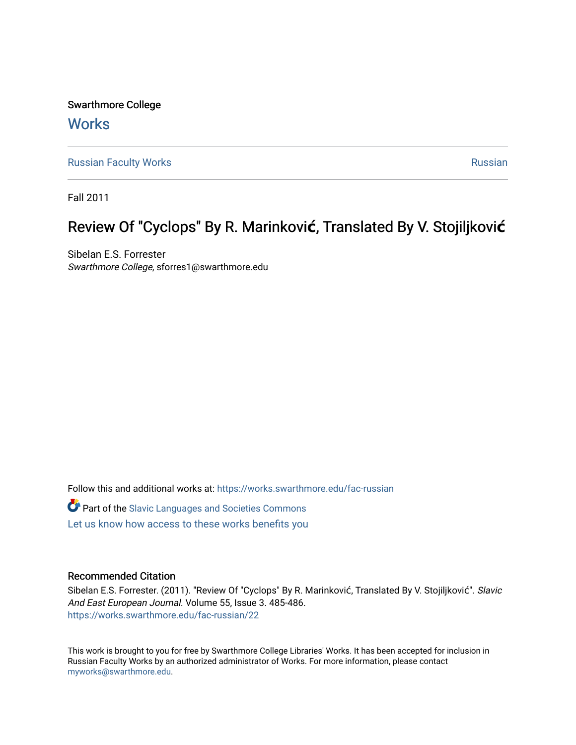Swarthmore College

# Works

Russian Faculty Works

Russian

Fall 2011

## Review Of "Cyclops" By R. Marinković, Translated By V. Stojiljković

Sibelan E.S. Forrester
*Swarthmore College*, sforres1@swarthmore.edu

Follow this and additional works at: https://works.swarthmore.edu/fac-russian

Part of the Slavic Languages and Societies Commons

Let us know how access to these works benefits you

### Recommended Citation

Sibelan E.S. Forrester. (2011). "Review Of "Cyclops" By R. Marinković, Translated By V. Stojiljković". *Slavic And East European Journal.* Volume 55, Issue 3. 485-486.
https://works.swarthmore.edu/fac-russian/22

This work is brought to you for free by Swarthmore College Libraries' Works. It has been accepted for inclusion in Russian Faculty Works by an authorized administrator of Works. For more information, please contact myworks@swarthmore.edu.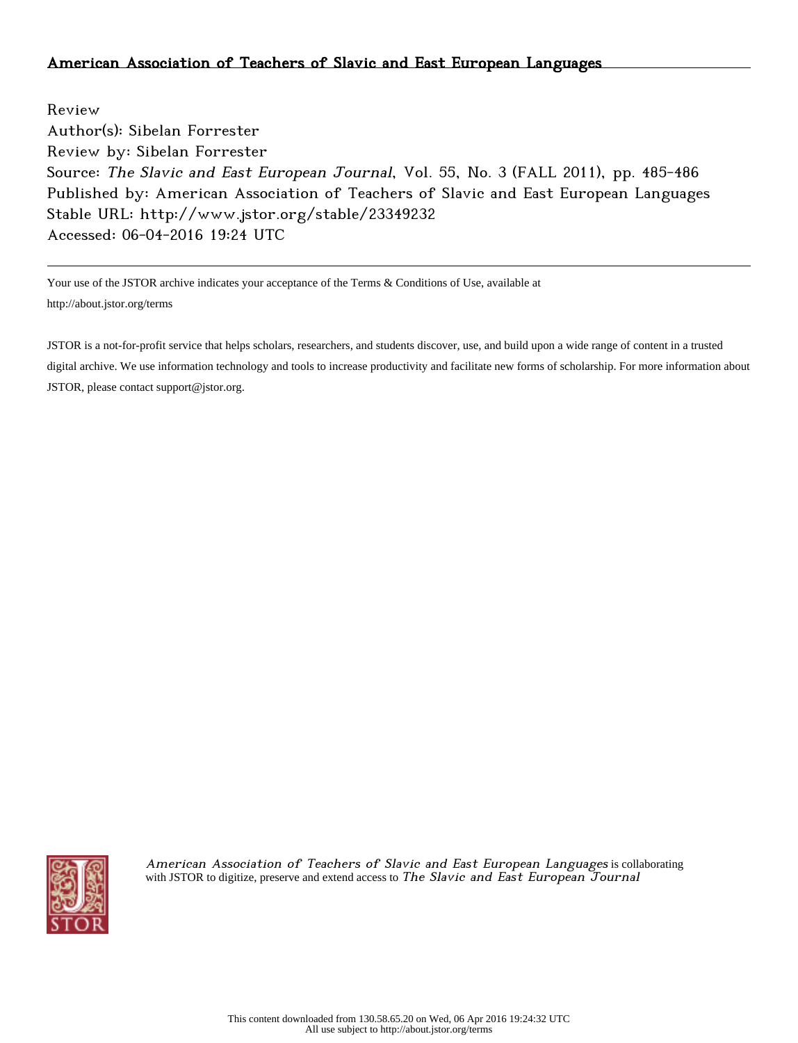American Association of Teachers of Slavic and East European Languages

Review

Author(s): Sibelan Forrester

Review by: Sibelan Forrester

Source: *The Slavic and East European Journal*, Vol. 55, No. 3 (FALL 2011), pp. 485-486

Published by: American Association of Teachers of Slavic and East European Languages

Stable URL: http://www.jstor.org/stable/23349232

Accessed: 06-04-2016 19:24 UTC

---

Your use of the JSTOR archive indicates your acceptance of the Terms & Conditions of Use, available at http://about.jstor.org/terms

JSTOR is a not-for-profit service that helps scholars, researchers, and students discover, use, and build upon a wide range of content in a trusted digital archive. We use information technology and tools to increase productivity and facilitate new forms of scholarship. For more information about JSTOR, please contact support@jstor.org.

*American Association of Teachers of Slavic and East European Languages* is collaborating with JSTOR to digitize, preserve and extend access to *The Slavic and East European Journal*

This content downloaded from 130.58.65.20 on Wed, 06 Apr 2016 19:24:32 UTC
All use subject to http://about.jstor.org/terms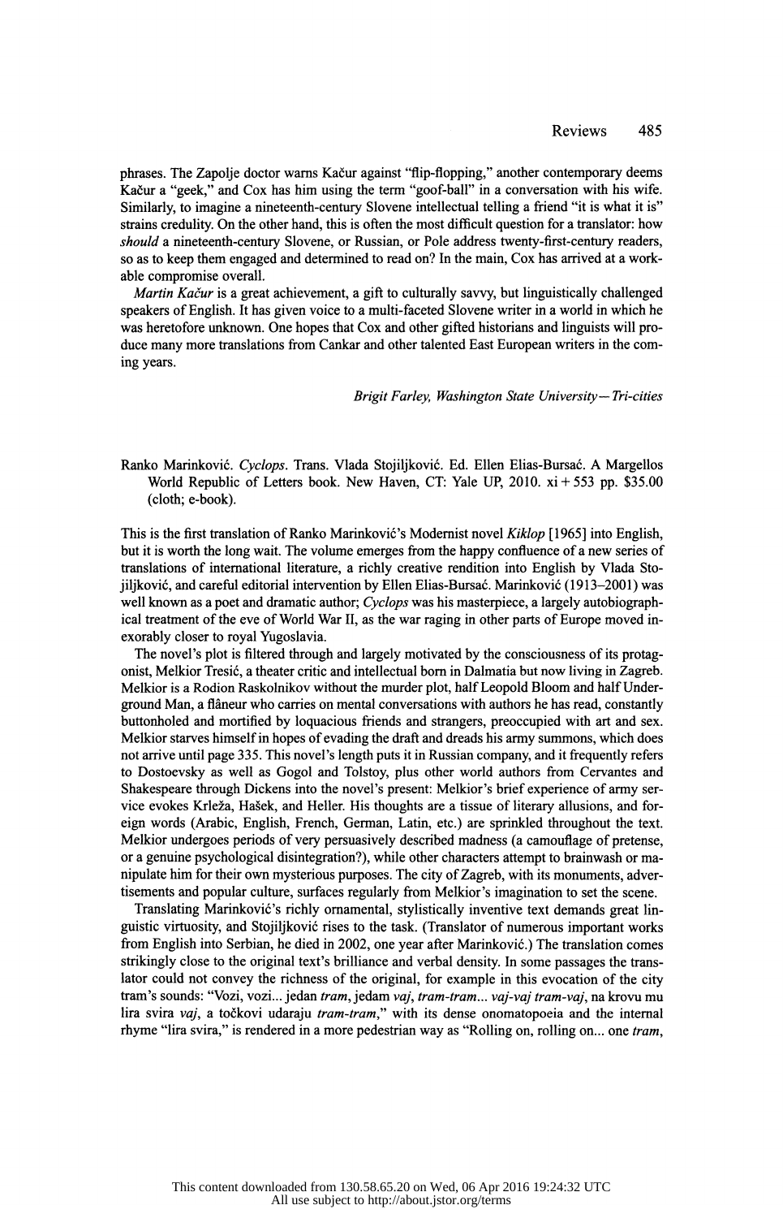phrases. The Zapolje doctor warns Kačur against "flip-flopping," another contemporary deems Kačur a "geek," and Cox has him using the term "goof-ball" in a conversation with his wife. Similarly, to imagine a nineteenth-century Slovene intellectual telling a friend "it is what it is" strains credulity. On the other hand, this is often the most difficult question for a translator: how *should* a nineteenth-century Slovene, or Russian, or Pole address twenty-first-century readers, so as to keep them engaged and determined to read on? In the main, Cox has arrived at a workable compromise overall.

*Martin Kačur* is a great achievement, a gift to culturally savvy, but linguistically challenged speakers of English. It has given voice to a multi-faceted Slovene writer in a world in which he was heretofore unknown. One hopes that Cox and other gifted historians and linguists will produce many more translations from Cankar and other talented East European writers in the coming years.

*Brigit Farley, Washington State University—Tri-cities*

Ranko Marinković. *Cyclops*. Trans. Vlada Stojiljković. Ed. Ellen Elias-Bursać. A Margellos World Republic of Letters book. New Haven, CT: Yale UP, 2010. xi + 553 pp. $35.00 (cloth; e-book).

This is the first translation of Ranko Marinković's Modernist novel *Kiklop* [1965] into English, but it is worth the long wait. The volume emerges from the happy confluence of a new series of translations of international literature, a richly creative rendition into English by Vlada Stojiljković, and careful editorial intervention by Ellen Elias-Bursać. Marinković (1913–2001) was well known as a poet and dramatic author; *Cyclops* was his masterpiece, a largely autobiographical treatment of the eve of World War II, as the war raging in other parts of Europe moved inexorably closer to royal Yugoslavia.

The novel's plot is filtered through and largely motivated by the consciousness of its protagonist, Melkior Tresić, a theater critic and intellectual born in Dalmatia but now living in Zagreb. Melkior is a Rodion Raskolnikov without the murder plot, half Leopold Bloom and half Underground Man, a flâneur who carries on mental conversations with authors he has read, constantly buttonholed and mortified by loquacious friends and strangers, preoccupied with art and sex. Melkior starves himself in hopes of evading the draft and dreads his army summons, which does not arrive until page 335. This novel's length puts it in Russian company, and it frequently refers to Dostoevsky as well as Gogol and Tolstoy, plus other world authors from Cervantes and Shakespeare through Dickens into the novel's present: Melkior's brief experience of army service evokes Krleža, Hašek, and Heller. His thoughts are a tissue of literary allusions, and foreign words (Arabic, English, French, German, Latin, etc.) are sprinkled throughout the text. Melkior undergoes periods of very persuasively described madness (a camouflage of pretense, or a genuine psychological disintegration?), while other characters attempt to brainwash or manipulate him for their own mysterious purposes. The city of Zagreb, with its monuments, advertisements and popular culture, surfaces regularly from Melkior's imagination to set the scene.

Translating Marinković's richly ornamental, stylistically inventive text demands great linguistic virtuosity, and Stojiljković rises to the task. (Translator of numerous important works from English into Serbian, he died in 2002, one year after Marinković.) The translation comes strikingly close to the original text's brilliance and verbal density. In some passages the translator could not convey the richness of the original, for example in this evocation of the city tram's sounds: "Vozi, vozi... jedan *tram*, jedam *vaj*, *tram-tram... vaj-vaj tram-vaj*, na krovu mu lira svira *vaj*, a točkovi udaraju *tram-tram*," with its dense onomatopoeia and the internal rhyme "lira svira," is rendered in a more pedestrian way as "Rolling on, rolling on... one *tram*,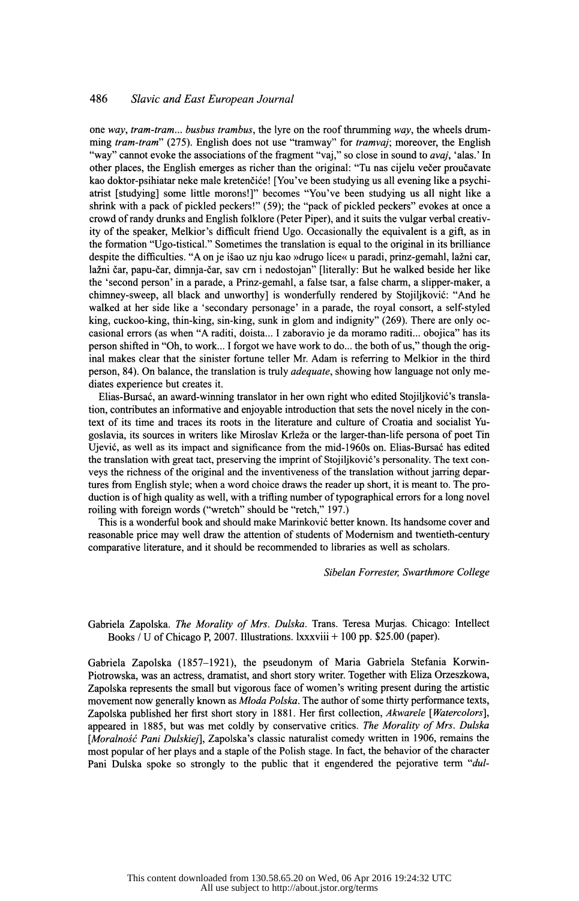one *way*, *tram-tram... busbus trambus*, the lyre on the roof thrumming *way*, the wheels drumming *tram-tram*" (275). English does not use "tramway" for *tramvaj*; moreover, the English "way" cannot evoke the associations of the fragment "vaj," so close in sound to *avaj*, 'alas.' In other places, the English emerges as richer than the original: "Tu nas cijelu večer proučavate kao doktor-psihiatar neke male kretenčiće! [You've been studying us all evening like a psychiatrist [studying] some little morons!]" becomes "You've been studying us all night like a shrink with a pack of pickled peckers!" (59); the "pack of pickled peckers" evokes at once a crowd of randy drunks and English folklore (Peter Piper), and it suits the vulgar verbal creativity of the speaker, Melkior's difficult friend Ugo. Occasionally the equivalent is a gift, as in the formation "Ugo-tistical." Sometimes the translation is equal to the original in its brilliance despite the difficulties. "A on je išao uz nju kao »drugo lice« u paradi, prinz-gemahl, lažni car, lažni čar, papu-čar, dimnja-čar, sav crn i nedostojan" [literally: But he walked beside her like the 'second person' in a parade, a Prinz-gemahl, a false tsar, a false charm, a slipper-maker, a chimney-sweep, all black and unworthy] is wonderfully rendered by Stojiljković: "And he walked at her side like a 'secondary personage' in a parade, the royal consort, a self-styled king, cuckoo-king, thin-king, sin-king, sunk in glom and indignity" (269). There are only occasional errors (as when "A raditi, doista... I zaboravio je da moramo raditi... obojica" has its person shifted in "Oh, to work... I forgot we have work to do... the both of us," though the original makes clear that the sinister fortune teller Mr. Adam is referring to Melkior in the third person, 84). On balance, the translation is truly *adequate*, showing how language not only mediates experience but creates it.

Elias-Bursać, an award-winning translator in her own right who edited Stojiljković's translation, contributes an informative and enjoyable introduction that sets the novel nicely in the context of its time and traces its roots in the literature and culture of Croatia and socialist Yugoslavia, its sources in writers like Miroslav Krleža or the larger-than-life persona of poet Tin Ujević, as well as its impact and significance from the mid-1960s on. Elias-Bursać has edited the translation with great tact, preserving the imprint of Stojiljković's personality. The text conveys the richness of the original and the inventiveness of the translation without jarring departures from English style; when a word choice draws the reader up short, it is meant to. The production is of high quality as well, with a trifling number of typographical errors for a long novel roiling with foreign words ("wretch" should be "retch," 197.)

This is a wonderful book and should make Marinković better known. Its handsome cover and reasonable price may well draw the attention of students of Modernism and twentieth-century comparative literature, and it should be recommended to libraries as well as scholars.

*Sibelan Forrester, Swarthmore College*

Gabriela Zapolska. *The Morality of Mrs. Dulska*. Trans. Teresa Murjas. Chicago: Intellect Books / U of Chicago P, 2007. Illustrations. lxxxviii + 100 pp. $25.00 (paper).

Gabriela Zapolska (1857–1921), the pseudonym of Maria Gabriela Stefania Korwin-Piotrowska, was an actress, dramatist, and short story writer. Together with Eliza Orzeszkowa, Zapolska represents the small but vigorous face of women's writing present during the artistic movement now generally known as *Młoda Polska*. The author of some thirty performance texts, Zapolska published her first short story in 1881. Her first collection, *Akwarele* [*Watercolors*], appeared in 1885, but was met coldly by conservative critics. *The Morality of Mrs. Dulska* [*Moralność Pani Dulskiej*], Zapolska's classic naturalist comedy written in 1906, remains the most popular of her plays and a staple of the Polish stage. In fact, the behavior of the character Pani Dulska spoke so strongly to the public that it engendered the pejorative term "*dul-*